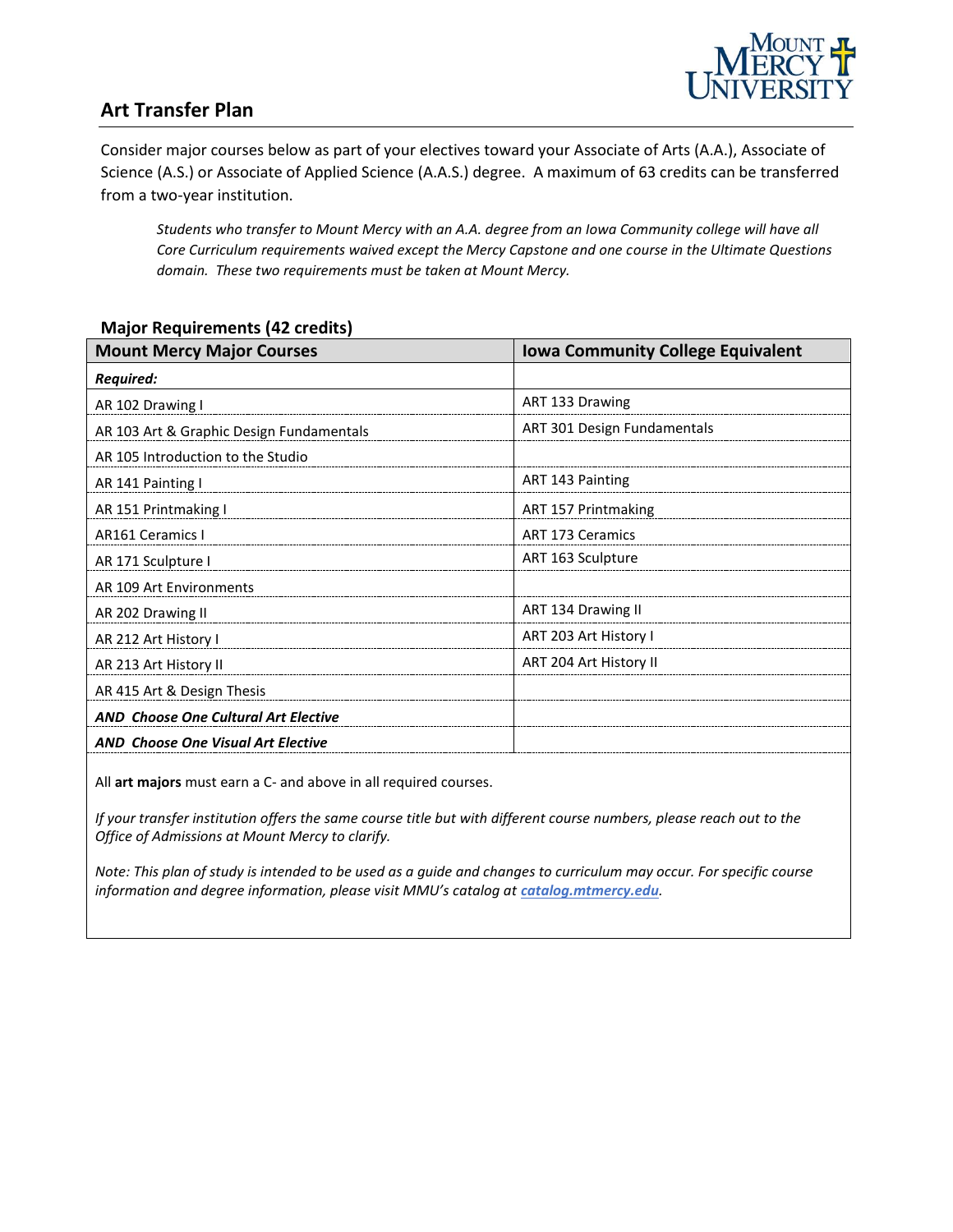# Art Transfer Plan

Consider major courses below as part of your electives toward your Associate of Arts (A.A.), Associate of Science (A.S.) or Associate of Applied Science (A.A.S.) degree. A maximum of 63 credits can be transferred from a two-year institution.

> *Students who transfer to Mount Mercy with an A.A. degree from an Iowa Community college will have all Core Curriculum requirements waived except the Mercy Capstone and one course in the Ultimate Questions domain. These two requirements must be taken at Mount Mercy.*

## Major Requirements (42 credits)

| Mount Mercy Major Courses | Iowa Community College Equivalent |
|---|---|
| ***Required:*** | |
| AR 102 Drawing I | ART 133 Drawing |
| AR 103 Art & Graphic Design Fundamentals | ART 301 Design Fundamentals |
| AR 105 Introduction to the Studio | |
| AR 141 Painting I | ART 143 Painting |
| AR 151 Printmaking I | ART 157 Printmaking |
| AR161 Ceramics I | ART 173 Ceramics |
| AR 171 Sculpture I | ART 163 Sculpture |
| AR 109 Art Environments | |
| AR 202 Drawing II | ART 134 Drawing II |
| AR 212 Art History I | ART 203 Art History I |
| AR 213 Art History II | ART 204 Art History II |
| AR 415 Art & Design Thesis | |
| ***AND Choose One Cultural Art Elective*** | |
| ***AND Choose One Visual Art Elective*** | |

All **art majors** must earn a C- and above in all required courses.

*If your transfer institution offers the same course title but with different course numbers, please reach out to the Office of Admissions at Mount Mercy to clarify.*

*Note: This plan of study is intended to be used as a guide and changes to curriculum may occur. For specific course information and degree information, please visit MMU's catalog at **catalog.mtmercy.edu**.*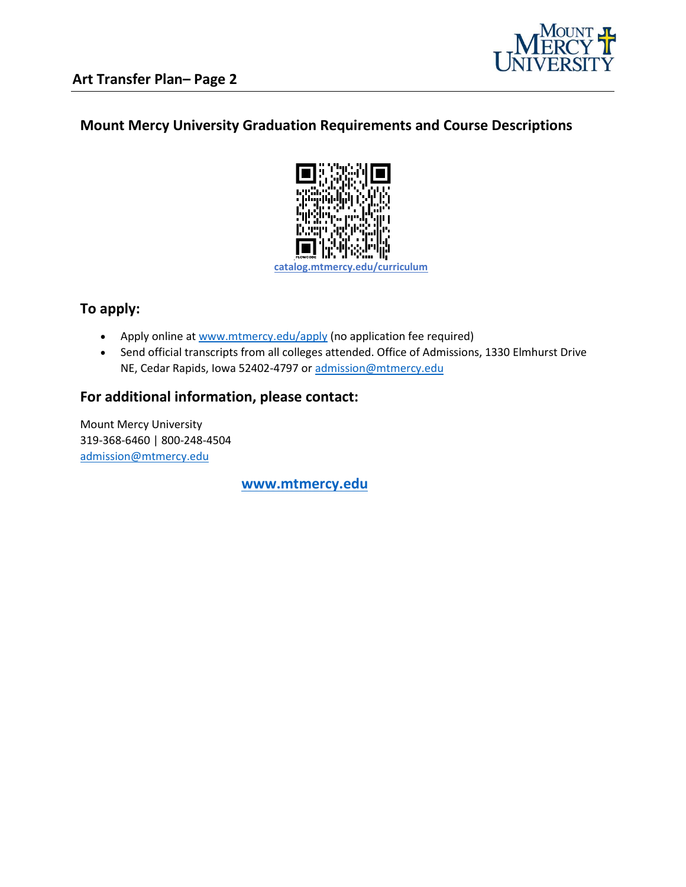## Art Transfer Plan– Page 2

### Mount Mercy University Graduation Requirements and Course Descriptions

catalog.mtmercy.edu/curriculum

### To apply:

- Apply online at www.mtmercy.edu/apply (no application fee required)
- Send official transcripts from all colleges attended. Office of Admissions, 1330 Elmhurst Drive NE, Cedar Rapids, Iowa 52402-4797 or admission@mtmercy.edu

### For additional information, please contact:

Mount Mercy University
319-368-6460 | 800-248-4504
admission@mtmercy.edu

**www.mtmercy.edu**